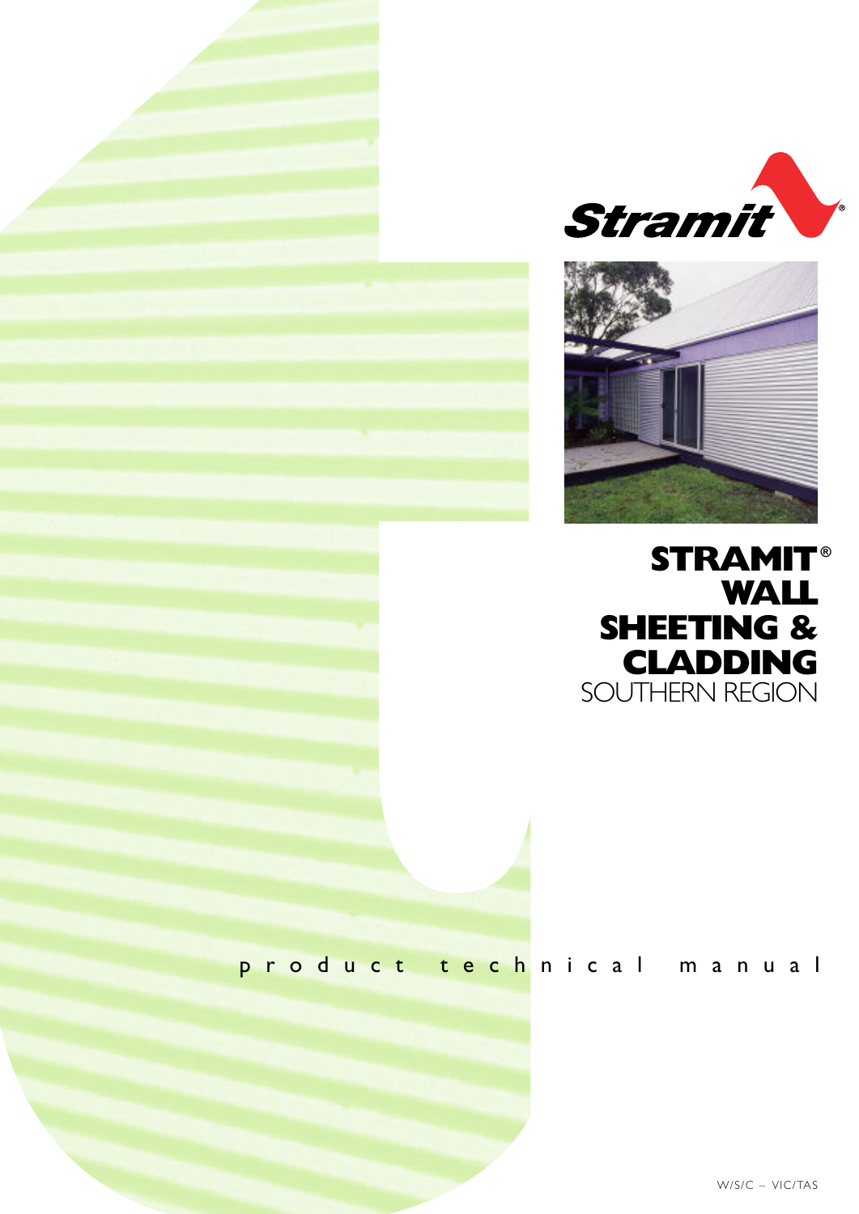Stramit®

# STRAMIT® WALL SHEETING & CLADDING

SOUTHERN REGION

product technical manual

W/S/C – VIC/TAS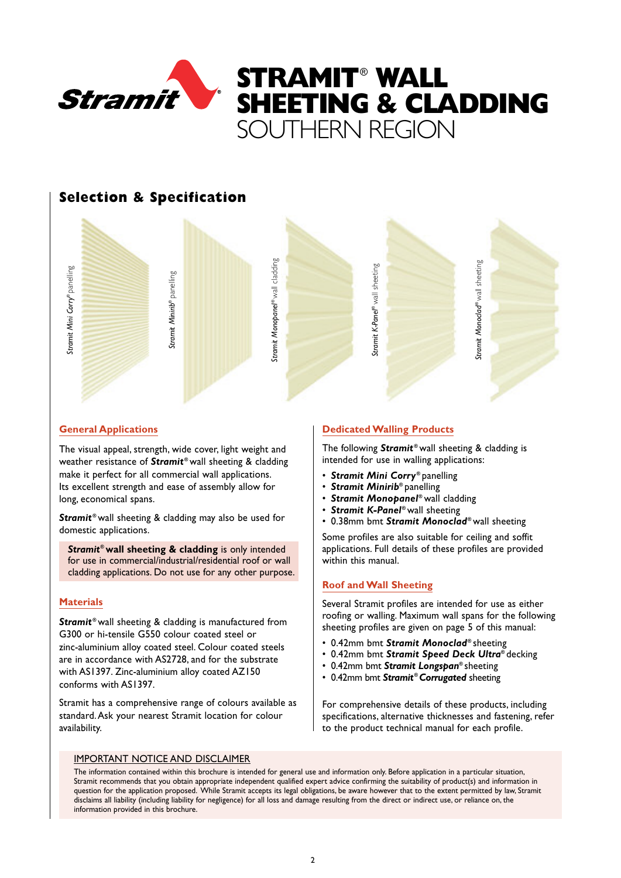# STRAMIT® WALL SHEETING & CLADDING
SOUTHERN REGION

## Selection & Specification

*Stramit Mini Corry®* panelling

*Stramit Minirib®* panelling

*Stramit Monopanel®* wall cladding

*Stramit K-Panel®* wall sheeting

*Stramit Monoclad®* wall sheeting

### General Applications

The visual appeal, strength, wide cover, light weight and weather resistance of ***Stramit®*** wall sheeting & cladding make it perfect for all commercial wall applications. Its excellent strength and ease of assembly allow for long, economical spans.

***Stramit®*** wall sheeting & cladding may also be used for domestic applications.

***Stramit®* wall sheeting & cladding** is only intended for use in commercial/industrial/residential roof or wall cladding applications. Do not use for any other purpose.

### Materials

***Stramit®*** wall sheeting & cladding is manufactured from G300 or hi-tensile G550 colour coated steel or zinc-aluminium alloy coated steel. Colour coated steels are in accordance with AS2728, and for the substrate with AS1397. Zinc-aluminium alloy coated AZ150 conforms with AS1397.

Stramit has a comprehensive range of colours available as standard. Ask your nearest Stramit location for colour availability.

### Dedicated Walling Products

The following ***Stramit®*** wall sheeting & cladding is intended for use in walling applications:

- ***Stramit Mini Corry®*** panelling
- ***Stramit Minirib®*** panelling
- ***Stramit Monopanel®*** wall cladding
- ***Stramit K-Panel®*** wall sheeting
- 0.38mm bmt ***Stramit Monoclad®*** wall sheeting

Some profiles are also suitable for ceiling and soffit applications. Full details of these profiles are provided within this manual.

### Roof and Wall Sheeting

Several Stramit profiles are intended for use as either roofing or walling. Maximum wall spans for the following sheeting profiles are given on page 5 of this manual:

- 0.42mm bmt ***Stramit Monoclad®*** sheeting
- 0.42mm bmt ***Stramit Speed Deck Ultra®*** decking
- 0.42mm bmt ***Stramit Longspan®*** sheeting
- 0.42mm bmt ***Stramit® Corrugated*** sheeting

For comprehensive details of these products, including specifications, alternative thicknesses and fastening, refer to the product technical manual for each profile.

IMPORTANT NOTICE AND DISCLAIMER

The information contained within this brochure is intended for general use and information only. Before application in a particular situation, Stramit recommends that you obtain appropriate independent qualified expert advice confirming the suitability of product(s) and information in question for the application proposed. While Stramit accepts its legal obligations, be aware however that to the extent permitted by law, Stramit disclaims all liability (including liability for negligence) for all loss and damage resulting from the direct or indirect use, or reliance on, the information provided in this brochure.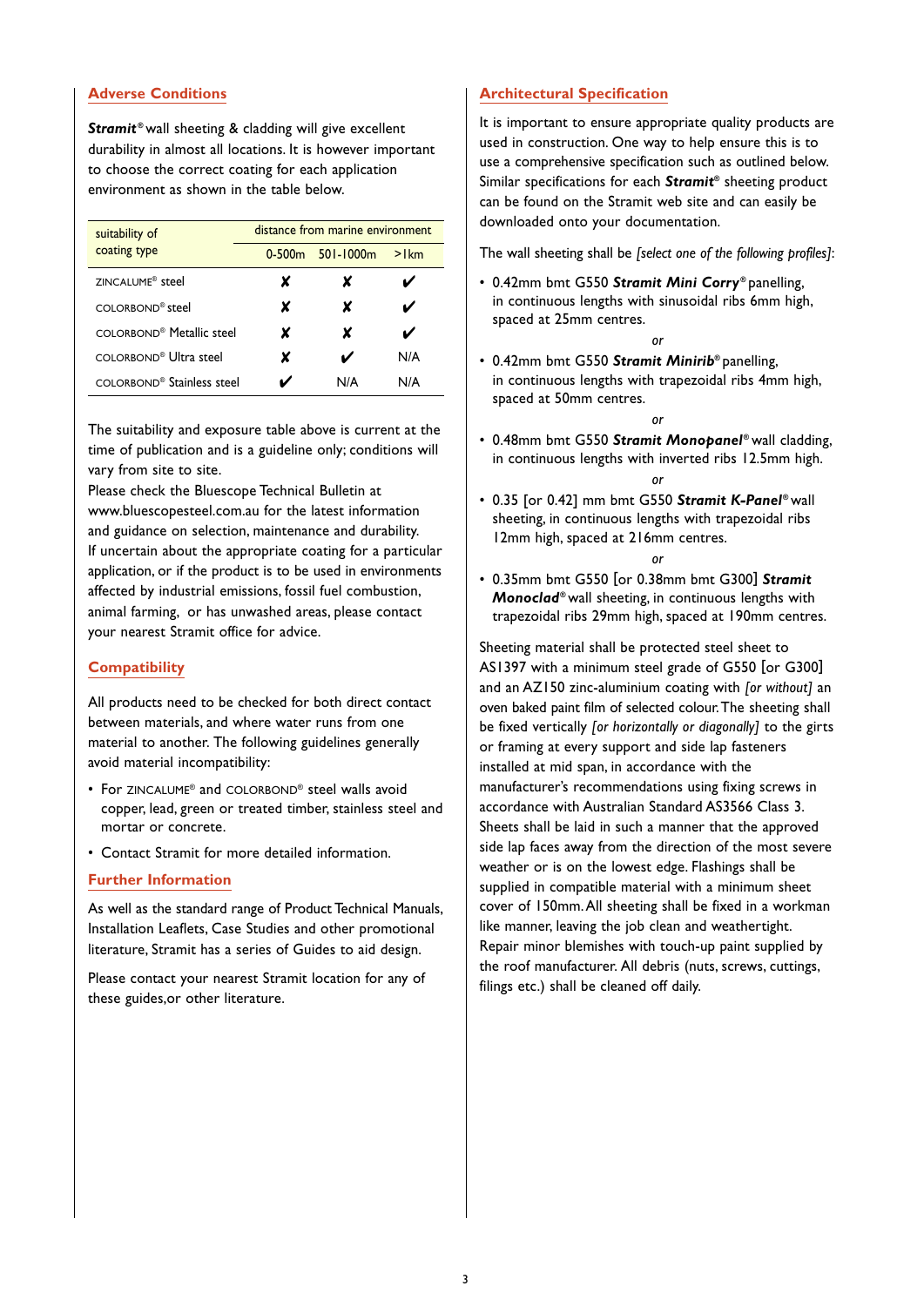## Adverse Conditions

***Stramit***® wall sheeting & cladding will give excellent durability in almost all locations. It is however important to choose the correct coating for each application environment as shown in the table below.

| suitability of coating type | distance from marine environment | | |
|---|---|---|---|
| | 0-500m | 501-1000m | >1km |
| ZINCALUME® steel | ✗ | ✗ | ✔ |
| COLORBOND® steel | ✗ | ✗ | ✔ |
| COLORBOND® Metallic steel | ✗ | ✗ | ✔ |
| COLORBOND® Ultra steel | ✗ | ✔ | N/A |
| COLORBOND® Stainless steel | ✔ | N/A | N/A |

The suitability and exposure table above is current at the time of publication and is a guideline only; conditions will vary from site to site.

Please check the Bluescope Technical Bulletin at www.bluescopesteel.com.au for the latest information and guidance on selection, maintenance and durability.

If uncertain about the appropriate coating for a particular application, or if the product is to be used in environments affected by industrial emissions, fossil fuel combustion, animal farming, or has unwashed areas, please contact your nearest Stramit office for advice.

## Compatibility

All products need to be checked for both direct contact between materials, and where water runs from one material to another. The following guidelines generally avoid material incompatibility:

- For ZINCALUME® and COLORBOND® steel walls avoid copper, lead, green or treated timber, stainless steel and mortar or concrete.
- Contact Stramit for more detailed information.

## Further Information

As well as the standard range of Product Technical Manuals, Installation Leaflets, Case Studies and other promotional literature, Stramit has a series of Guides to aid design.

Please contact your nearest Stramit location for any of these guides,or other literature.

## Architectural Specification

It is important to ensure appropriate quality products are used in construction. One way to help ensure this is to use a comprehensive specification such as outlined below. Similar specifications for each ***Stramit***® sheeting product can be found on the Stramit web site and can easily be downloaded onto your documentation.

The wall sheeting shall be *[select one of the following profiles]*:

- 0.42mm bmt G550 ***Stramit Mini Corry***® panelling, in continuous lengths with sinusoidal ribs 6mm high, spaced at 25mm centres.

  *or*

- 0.42mm bmt G550 ***Stramit Minirib***® panelling, in continuous lengths with trapezoidal ribs 4mm high, spaced at 50mm centres.

  *or*

- 0.48mm bmt G550 ***Stramit Monopanel***® wall cladding, in continuous lengths with inverted ribs 12.5mm high.

  *or*

- 0.35 [or 0.42] mm bmt G550 ***Stramit K-Panel***® wall sheeting, in continuous lengths with trapezoidal ribs 12mm high, spaced at 216mm centres.

  *or*

- 0.35mm bmt G550 [or 0.38mm bmt G300] ***Stramit Monoclad***® wall sheeting, in continuous lengths with trapezoidal ribs 29mm high, spaced at 190mm centres.

Sheeting material shall be protected steel sheet to AS1397 with a minimum steel grade of G550 [or G300] and an AZ150 zinc-aluminium coating with *[or without]* an oven baked paint film of selected colour. The sheeting shall be fixed vertically *[or horizontally or diagonally]* to the girts or framing at every support and side lap fasteners installed at mid span, in accordance with the manufacturer's recommendations using fixing screws in accordance with Australian Standard AS3566 Class 3. Sheets shall be laid in such a manner that the approved side lap faces away from the direction of the most severe weather or is on the lowest edge. Flashings shall be supplied in compatible material with a minimum sheet cover of 150mm. All sheeting shall be fixed in a workman like manner, leaving the job clean and weathertight. Repair minor blemishes with touch-up paint supplied by the roof manufacturer. All debris (nuts, screws, cuttings, filings etc.) shall be cleaned off daily.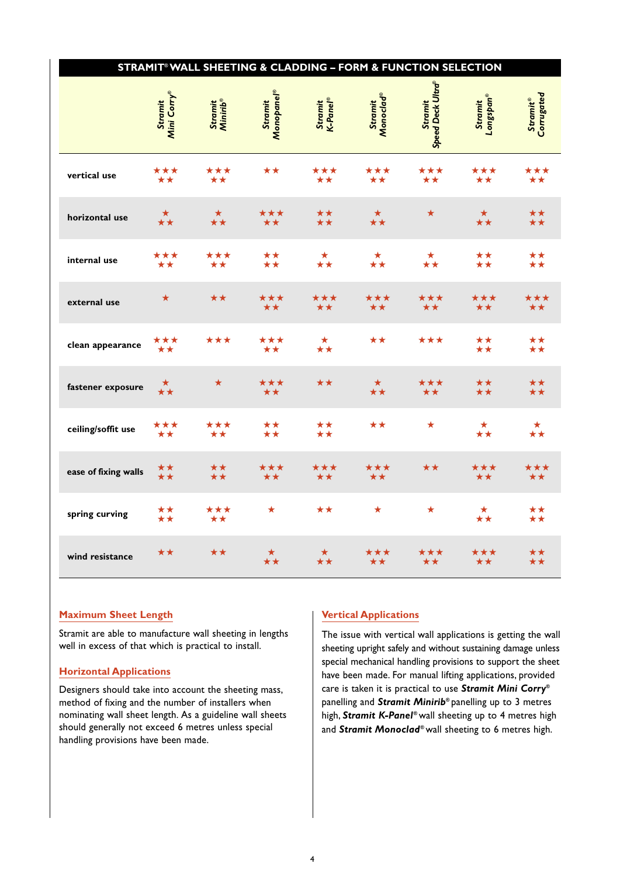## STRAMIT® WALL SHEETING & CLADDING – FORM & FUNCTION SELECTION

| | *Stramit Mini Corry®* | *Stramit Minirib®* | *Stramit Monopanel®* | *Stramit K-Panel®* | *Stramit Monoclad®* | *Stramit Speed Deck Ultra®* | *Stramit Longspan®* | *Stramit® Corrugated* |
|---|---|---|---|---|---|---|---|---|
| **vertical use** | ★★★★★ | ★★★★★ | ★★ | ★★★★★ | ★★★★★ | ★★★★★ | ★★★★★ | ★★★★★ |
| **horizontal use** | ★★★ | ★★★ | ★★★★★ | ★★★★ | ★★★ | ★ | ★★★ | ★★★★ |
| **internal use** | ★★★★★ | ★★★★★ | ★★★★ | ★★★ | ★★★ | ★★★ | ★★★★ | ★★★★ |
| **external use** | ★ | ★★ | ★★★★★ | ★★★★★ | ★★★★★ | ★★★★★ | ★★★★★ | ★★★★★ |
| **clean appearance** | ★★★★★ | ★★★ | ★★★★★ | ★★★ | ★★ | ★★★ | ★★★★ | ★★★★ |
| **fastener exposure** | ★★★ | ★ | ★★★★★ | ★★ | ★★★ | ★★★★★ | ★★★★ | ★★★★ |
| **ceiling/soffit use** | ★★★★★ | ★★★★★ | ★★★★ | ★★★★ | ★★ | ★ | ★★★ | ★★★ |
| **ease of fixing walls** | ★★★★ | ★★★★ | ★★★★★ | ★★★★★ | ★★★★★ | ★★ | ★★★★★ | ★★★★★ |
| **spring curving** | ★★★★ | ★★★★★ | ★ | ★★ | ★ | ★ | ★★★ | ★★★★ |
| **wind resistance** | ★★ | ★★ | ★★★ | ★★★ | ★★★★★ | ★★★★★ | ★★★★★ | ★★★★ |

### Maximum Sheet Length

Stramit are able to manufacture wall sheeting in lengths well in excess of that which is practical to install.

### Horizontal Applications

Designers should take into account the sheeting mass, method of fixing and the number of installers when nominating wall sheet length. As a guideline wall sheets should generally not exceed 6 metres unless special handling provisions have been made.

### Vertical Applications

The issue with vertical wall applications is getting the wall sheeting upright safely and without sustaining damage unless special mechanical handling provisions to support the sheet have been made. For manual lifting applications, provided care is taken it is practical to use ***Stramit Mini Corry®*** panelling and ***Stramit Minirib®*** panelling up to 3 metres high, ***Stramit K-Panel®*** wall sheeting up to 4 metres high and ***Stramit Monoclad®*** wall sheeting to 6 metres high.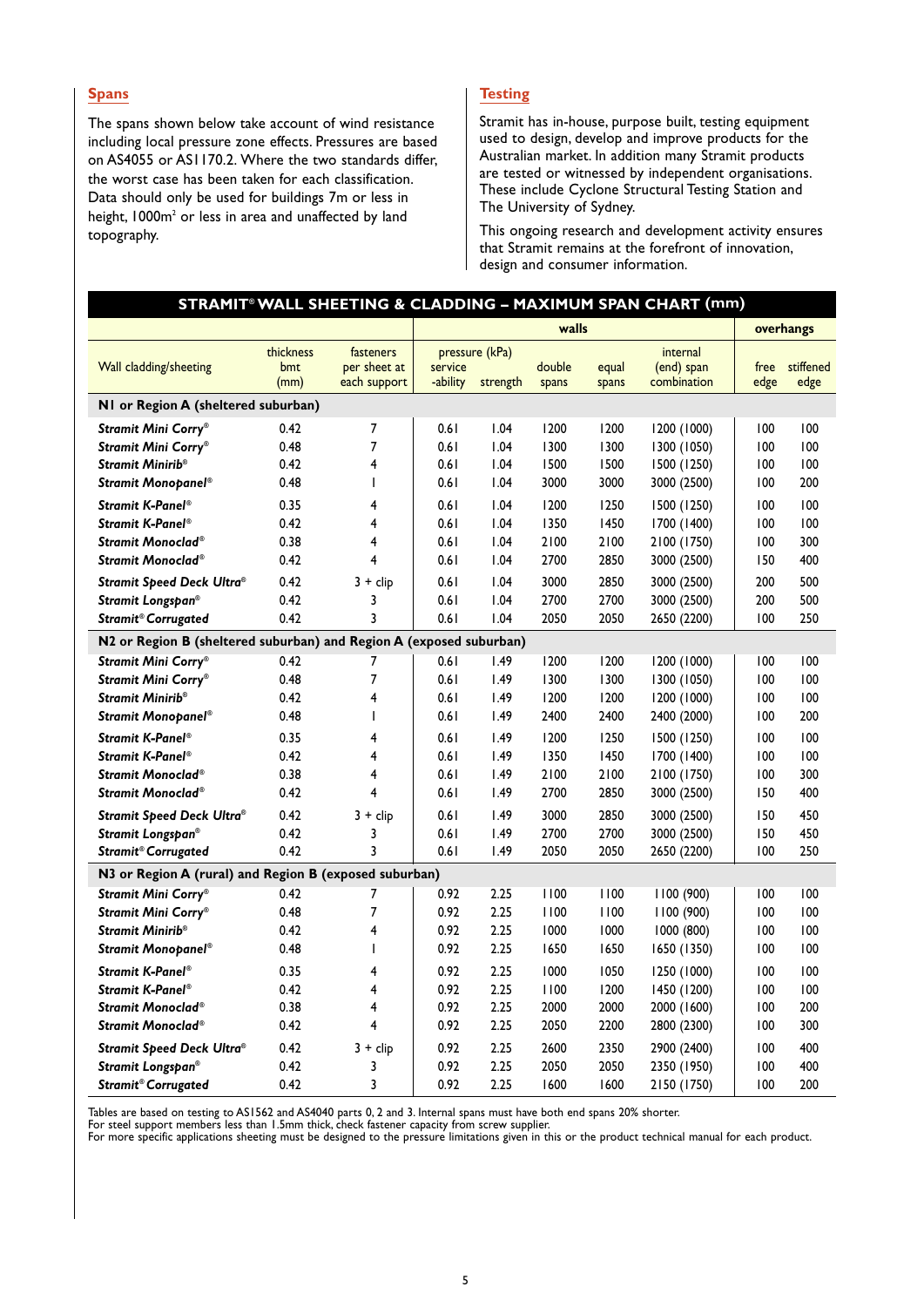## Spans

The spans shown below take account of wind resistance including local pressure zone effects. Pressures are based on AS4055 or AS1170.2. Where the two standards differ, the worst case has been taken for each classification. Data should only be used for buildings 7m or less in height, 1000m² or less in area and unaffected by land topography.

## Testing

Stramit has in-house, purpose built, testing equipment used to design, develop and improve products for the Australian market. In addition many Stramit products are tested or witnessed by independent organisations. These include Cyclone Structural Testing Station and The University of Sydney.

This ongoing research and development activity ensures that Stramit remains at the forefront of innovation, design and consumer information.

### STRAMIT® WALL SHEETING & CLADDING – MAXIMUM SPAN CHART (mm)

| | | | walls | | | | | overhangs | |
|---|---|---|---|---|---|---|---|---|---|
| Wall cladding/sheeting | thickness bmt (mm) | fasteners per sheet at each support | pressure (kPa) service -ability | pressure (kPa) strength | double spans | equal spans | internal (end) span combination | free edge | stiffened edge |
| **N1 or Region A (sheltered suburban)** | | | | | | | | | |
| ***Stramit Mini Corry®*** | 0.42 | 7 | 0.61 | 1.04 | 1200 | 1200 | 1200 (1000) | 100 | 100 |
| ***Stramit Mini Corry®*** | 0.48 | 7 | 0.61 | 1.04 | 1300 | 1300 | 1300 (1050) | 100 | 100 |
| ***Stramit Minirib®*** | 0.42 | 4 | 0.61 | 1.04 | 1500 | 1500 | 1500 (1250) | 100 | 100 |
| ***Stramit Monopanel®*** | 0.48 | 1 | 0.61 | 1.04 | 3000 | 3000 | 3000 (2500) | 100 | 200 |
| ***Stramit K-Panel®*** | 0.35 | 4 | 0.61 | 1.04 | 1200 | 1250 | 1500 (1250) | 100 | 100 |
| ***Stramit K-Panel®*** | 0.42 | 4 | 0.61 | 1.04 | 1350 | 1450 | 1700 (1400) | 100 | 100 |
| ***Stramit Monoclad®*** | 0.38 | 4 | 0.61 | 1.04 | 2100 | 2100 | 2100 (1750) | 100 | 300 |
| ***Stramit Monoclad®*** | 0.42 | 4 | 0.61 | 1.04 | 2700 | 2850 | 3000 (2500) | 150 | 400 |
| ***Stramit Speed Deck Ultra®*** | 0.42 | 3 + clip | 0.61 | 1.04 | 3000 | 2850 | 3000 (2500) | 200 | 500 |
| ***Stramit Longspan®*** | 0.42 | 3 | 0.61 | 1.04 | 2700 | 2700 | 3000 (2500) | 200 | 500 |
| ***Stramit® Corrugated*** | 0.42 | 3 | 0.61 | 1.04 | 2050 | 2050 | 2650 (2200) | 100 | 250 |
| **N2 or Region B (sheltered suburban) and Region A (exposed suburban)** | | | | | | | | | |
| ***Stramit Mini Corry®*** | 0.42 | 7 | 0.61 | 1.49 | 1200 | 1200 | 1200 (1000) | 100 | 100 |
| ***Stramit Mini Corry®*** | 0.48 | 7 | 0.61 | 1.49 | 1300 | 1300 | 1300 (1050) | 100 | 100 |
| ***Stramit Minirib®*** | 0.42 | 4 | 0.61 | 1.49 | 1200 | 1200 | 1200 (1000) | 100 | 100 |
| ***Stramit Monopanel®*** | 0.48 | 1 | 0.61 | 1.49 | 2400 | 2400 | 2400 (2000) | 100 | 200 |
| ***Stramit K-Panel®*** | 0.35 | 4 | 0.61 | 1.49 | 1200 | 1250 | 1500 (1250) | 100 | 100 |
| ***Stramit K-Panel®*** | 0.42 | 4 | 0.61 | 1.49 | 1350 | 1450 | 1700 (1400) | 100 | 100 |
| ***Stramit Monoclad®*** | 0.38 | 4 | 0.61 | 1.49 | 2100 | 2100 | 2100 (1750) | 100 | 300 |
| ***Stramit Monoclad®*** | 0.42 | 4 | 0.61 | 1.49 | 2700 | 2850 | 3000 (2500) | 150 | 400 |
| ***Stramit Speed Deck Ultra®*** | 0.42 | 3 + clip | 0.61 | 1.49 | 3000 | 2850 | 3000 (2500) | 150 | 450 |
| ***Stramit Longspan®*** | 0.42 | 3 | 0.61 | 1.49 | 2700 | 2700 | 3000 (2500) | 150 | 450 |
| ***Stramit® Corrugated*** | 0.42 | 3 | 0.61 | 1.49 | 2050 | 2050 | 2650 (2200) | 100 | 250 |
| **N3 or Region A (rural) and Region B (exposed suburban)** | | | | | | | | | |
| ***Stramit Mini Corry®*** | 0.42 | 7 | 0.92 | 2.25 | 1100 | 1100 | 1100 (900) | 100 | 100 |
| ***Stramit Mini Corry®*** | 0.48 | 7 | 0.92 | 2.25 | 1100 | 1100 | 1100 (900) | 100 | 100 |
| ***Stramit Minirib®*** | 0.42 | 4 | 0.92 | 2.25 | 1000 | 1000 | 1000 (800) | 100 | 100 |
| ***Stramit Monopanel®*** | 0.48 | 1 | 0.92 | 2.25 | 1650 | 1650 | 1650 (1350) | 100 | 100 |
| ***Stramit K-Panel®*** | 0.35 | 4 | 0.92 | 2.25 | 1000 | 1050 | 1250 (1000) | 100 | 100 |
| ***Stramit K-Panel®*** | 0.42 | 4 | 0.92 | 2.25 | 1100 | 1200 | 1450 (1200) | 100 | 100 |
| ***Stramit Monoclad®*** | 0.38 | 4 | 0.92 | 2.25 | 2000 | 2000 | 2000 (1600) | 100 | 200 |
| ***Stramit Monoclad®*** | 0.42 | 4 | 0.92 | 2.25 | 2050 | 2200 | 2800 (2300) | 100 | 300 |
| ***Stramit Speed Deck Ultra®*** | 0.42 | 3 + clip | 0.92 | 2.25 | 2600 | 2350 | 2900 (2400) | 100 | 400 |
| ***Stramit Longspan®*** | 0.42 | 3 | 0.92 | 2.25 | 2050 | 2050 | 2350 (1950) | 100 | 400 |
| ***Stramit® Corrugated*** | 0.42 | 3 | 0.92 | 2.25 | 1600 | 1600 | 2150 (1750) | 100 | 200 |

Tables are based on testing to AS1562 and AS4040 parts 0, 2 and 3. Internal spans must have both end spans 20% shorter.
For steel support members less than 1.5mm thick, check fastener capacity from screw supplier.
For more specific applications sheeting must be designed to the pressure limitations given in this or the product technical manual for each product.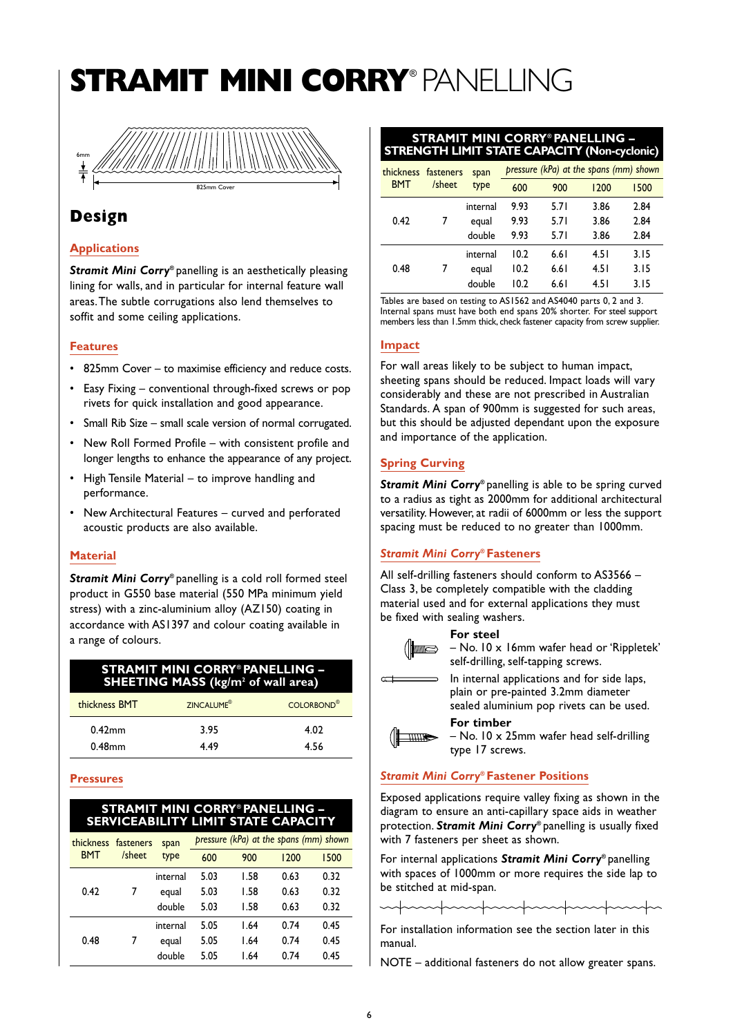# STRAMIT MINI CORRY® PANELLING

6mm

825mm Cover

## Design

### Applications

***Stramit Mini Corry***® panelling is an aesthetically pleasing lining for walls, and in particular for internal feature wall areas. The subtle corrugations also lend themselves to soffit and some ceiling applications.

### Features

- 825mm Cover – to maximise efficiency and reduce costs.
- Easy Fixing – conventional through-fixed screws or pop rivets for quick installation and good appearance.
- Small Rib Size – small scale version of normal corrugated.
- New Roll Formed Profile – with consistent profile and longer lengths to enhance the appearance of any project.
- High Tensile Material – to improve handling and performance.
- New Architectural Features – curved and perforated acoustic products are also available.

### Material

***Stramit Mini Corry***® panelling is a cold roll formed steel product in G550 base material (550 MPa minimum yield stress) with a zinc-aluminium alloy (AZ150) coating in accordance with AS1397 and colour coating available in a range of colours.

**STRAMIT MINI CORRY® PANELLING – SHEETING MASS (kg/m² of wall area)**

| thickness BMT | ZINCALUME® | COLORBOND® |
|---|---|---|
| 0.42mm | 3.95 | 4.02 |
| 0.48mm | 4.49 | 4.56 |

### Pressures

**STRAMIT MINI CORRY® PANELLING – SERVICEABILITY LIMIT STATE CAPACITY**

| thickness BMT | fasteners /sheet | span type | pressure (kPa) at the spans (mm) shown | | | |
|---|---|---|---|---|---|---|
| | | | 600 | 900 | 1200 | 1500 |
| 0.42 | 7 | internal | 5.03 | 1.58 | 0.63 | 0.32 |
| | | equal | 5.03 | 1.58 | 0.63 | 0.32 |
| | | double | 5.03 | 1.58 | 0.63 | 0.32 |
| 0.48 | 7 | internal | 5.05 | 1.64 | 0.74 | 0.45 |
| | | equal | 5.05 | 1.64 | 0.74 | 0.45 |
| | | double | 5.05 | 1.64 | 0.74 | 0.45 |

**STRAMIT MINI CORRY® PANELLING – STRENGTH LIMIT STATE CAPACITY (Non-cyclonic)**

| thickness BMT | fasteners /sheet | span type | pressure (kPa) at the spans (mm) shown | | | |
|---|---|---|---|---|---|---|
| | | | 600 | 900 | 1200 | 1500 |
| 0.42 | 7 | internal | 9.93 | 5.71 | 3.86 | 2.84 |
| | | equal | 9.93 | 5.71 | 3.86 | 2.84 |
| | | double | 9.93 | 5.71 | 3.86 | 2.84 |
| 0.48 | 7 | internal | 10.2 | 6.61 | 4.51 | 3.15 |
| | | equal | 10.2 | 6.61 | 4.51 | 3.15 |
| | | double | 10.2 | 6.61 | 4.51 | 3.15 |

Tables are based on testing to AS1562 and AS4040 parts 0, 2 and 3. Internal spans must have both end spans 20% shorter. For steel support members less than 1.5mm thick, check fastener capacity from screw supplier.

### Impact

For wall areas likely to be subject to human impact, sheeting spans should be reduced. Impact loads will vary considerably and these are not prescribed in Australian Standards. A span of 900mm is suggested for such areas, but this should be adjusted dependant upon the exposure and importance of the application.

### Spring Curving

***Stramit Mini Corry***® panelling is able to be spring curved to a radius as tight as 2000mm for additional architectural versatility. However, at radii of 6000mm or less the support spacing must be reduced to no greater than 1000mm.

### *Stramit Mini Corry*® Fasteners

All self-drilling fasteners should conform to AS3566 – Class 3, be completely compatible with the cladding material used and for external applications they must be fixed with sealing washers.

**For steel**

– No. 10 x 16mm wafer head or 'Rippletek' self-drilling, self-tapping screws.

In internal applications and for side laps, plain or pre-painted 3.2mm diameter sealed aluminium pop rivets can be used.

**For timber**

– No. 10 x 25mm wafer head self-drilling type 17 screws.

### *Stramit Mini Corry*® Fastener Positions

Exposed applications require valley fixing as shown in the diagram to ensure an anti-capillary space aids in weather protection. ***Stramit Mini Corry***® panelling is usually fixed with 7 fasteners per sheet as shown.

For internal applications ***Stramit Mini Corry***® panelling with spaces of 1000mm or more requires the side lap to be stitched at mid-span.

For installation information see the section later in this manual.

NOTE – additional fasteners do not allow greater spans.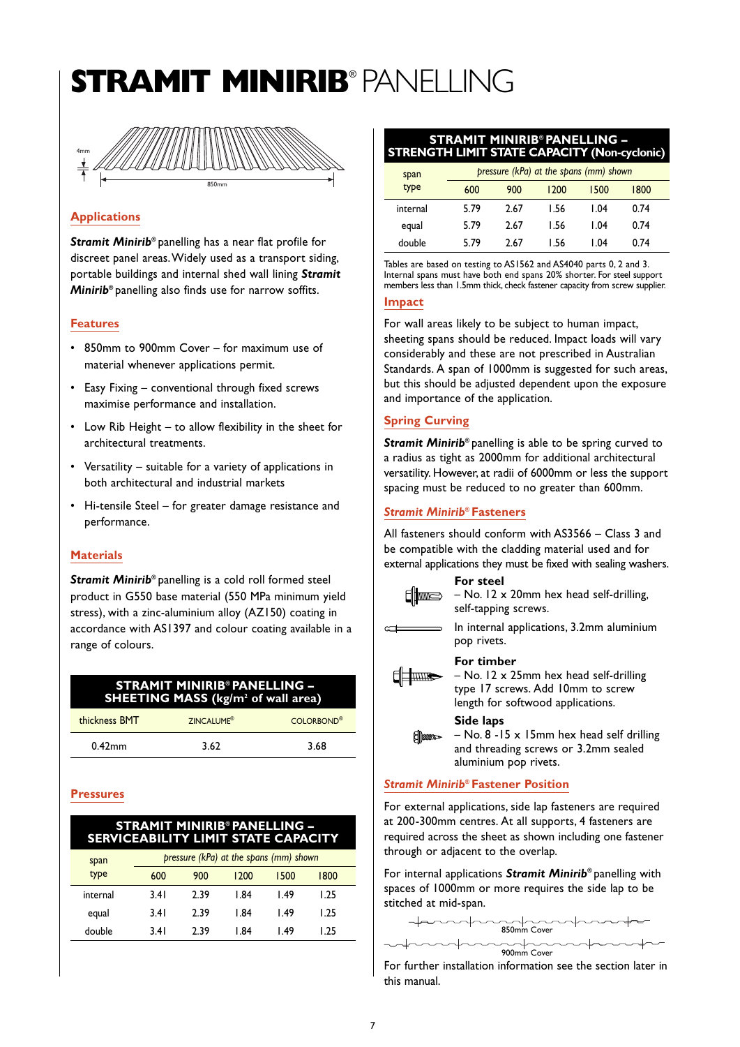# STRAMIT MINIRIB® PANELLING

4mm

850mm

## Applications

***Stramit Minirib***® panelling has a near flat profile for discreet panel areas. Widely used as a transport siding, portable buildings and internal shed wall lining ***Stramit Minirib***® panelling also finds use for narrow soffits.

## Features

- 850mm to 900mm Cover – for maximum use of material whenever applications permit.
- Easy Fixing – conventional through fixed screws maximise performance and installation.
- Low Rib Height – to allow flexibility in the sheet for architectural treatments.
- Versatility – suitable for a variety of applications in both architectural and industrial markets
- Hi-tensile Steel – for greater damage resistance and performance.

## Materials

***Stramit Minirib***® panelling is a cold roll formed steel product in G550 base material (550 MPa minimum yield stress), with a zinc-aluminium alloy (AZ150) coating in accordance with AS1397 and colour coating available in a range of colours.

**STRAMIT MINIRIB® PANELLING – SHEETING MASS (kg/m² of wall area)**

| thickness BMT | ZINCALUME® | COLORBOND® |
|---|---|---|
| 0.42mm | 3.62 | 3.68 |

## Pressures

**STRAMIT MINIRIB® PANELLING – SERVICEABILITY LIMIT STATE CAPACITY**

| span type | *pressure (kPa) at the spans (mm) shown* | | | | |
|---|---|---|---|---|---|
| | 600 | 900 | 1200 | 1500 | 1800 |
| internal | 3.41 | 2.39 | 1.84 | 1.49 | 1.25 |
| equal | 3.41 | 2.39 | 1.84 | 1.49 | 1.25 |
| double | 3.41 | 2.39 | 1.84 | 1.49 | 1.25 |

**STRAMIT MINIRIB® PANELLING – STRENGTH LIMIT STATE CAPACITY (Non-cyclonic)**

| span type | *pressure (kPa) at the spans (mm) shown* | | | | |
|---|---|---|---|---|---|
| | 600 | 900 | 1200 | 1500 | 1800 |
| internal | 5.79 | 2.67 | 1.56 | 1.04 | 0.74 |
| equal | 5.79 | 2.67 | 1.56 | 1.04 | 0.74 |
| double | 5.79 | 2.67 | 1.56 | 1.04 | 0.74 |

Tables are based on testing to AS1562 and AS4040 parts 0, 2 and 3. Internal spans must have both end spans 20% shorter. For steel support members less than 1.5mm thick, check fastener capacity from screw supplier.

## Impact

For wall areas likely to be subject to human impact, sheeting spans should be reduced. Impact loads will vary considerably and these are not prescribed in Australian Standards. A span of 1000mm is suggested for such areas, but this should be adjusted dependent upon the exposure and importance of the application.

## Spring Curving

***Stramit Minirib***® panelling is able to be spring curved to a radius as tight as 2000mm for additional architectural versatility. However, at radii of 6000mm or less the support spacing must be reduced to no greater than 600mm.

## *Stramit Minirib®* Fasteners

All fasteners should conform with AS3566 – Class 3 and be compatible with the cladding material used and for external applications they must be fixed with sealing washers.

**For steel**
– No. 12 x 20mm hex head self-drilling, self-tapping screws.

In internal applications, 3.2mm aluminium pop rivets.

**For timber**
– No. 12 x 25mm hex head self-drilling type 17 screws. Add 10mm to screw length for softwood applications.

**Side laps**
– No. 8 -15 x 15mm hex head self drilling and threading screws or 3.2mm sealed aluminium pop rivets.

## *Stramit Minirib®* Fastener Position

For external applications, side lap fasteners are required at 200-300mm centres. At all supports, 4 fasteners are required across the sheet as shown including one fastener through or adjacent to the overlap.

For internal applications ***Stramit Minirib***® panelling with spaces of 1000mm or more requires the side lap to be stitched at mid-span.

850mm Cover

900mm Cover

For further installation information see the section later in this manual.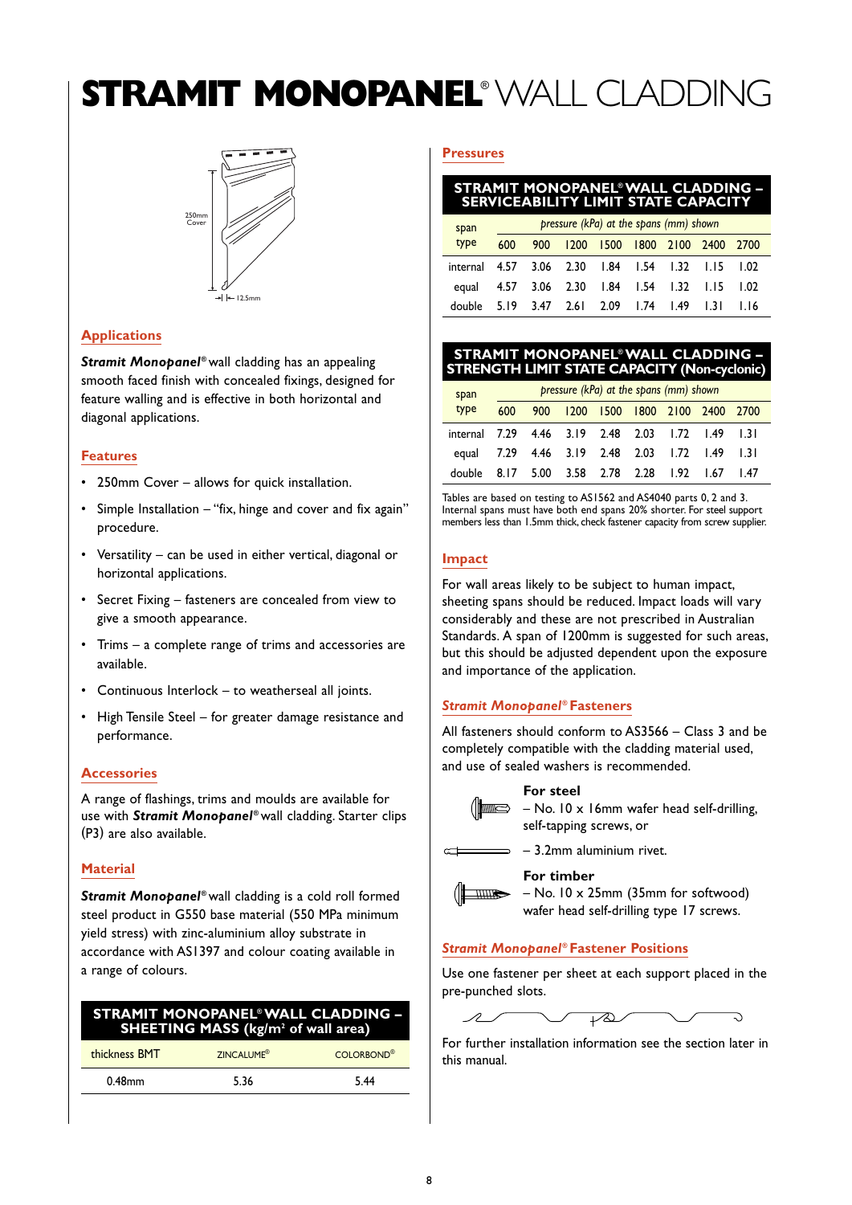# STRAMIT MONOPANEL® WALL CLADDING

250mm Cover

12.5mm

## Applications

***Stramit Monopanel***® wall cladding has an appealing smooth faced finish with concealed fixings, designed for feature walling and is effective in both horizontal and diagonal applications.

## Features

- 250mm Cover – allows for quick installation.
- Simple Installation – "fix, hinge and cover and fix again" procedure.
- Versatility – can be used in either vertical, diagonal or horizontal applications.
- Secret Fixing – fasteners are concealed from view to give a smooth appearance.
- Trims – a complete range of trims and accessories are available.
- Continuous Interlock – to weatherseal all joints.
- High Tensile Steel – for greater damage resistance and performance.

## Accessories

A range of flashings, trims and moulds are available for use with ***Stramit Monopanel***® wall cladding. Starter clips (P3) are also available.

## Material

***Stramit Monopanel***® wall cladding is a cold roll formed steel product in G550 base material (550 MPa minimum yield stress) with zinc-aluminium alloy substrate in accordance with AS1397 and colour coating available in a range of colours.

**STRAMIT MONOPANEL® WALL CLADDING – SHEETING MASS (kg/m² of wall area)**

| thickness BMT | ZINCALUME® | COLORBOND® |
|---|---|---|
| 0.48mm | 5.36 | 5.44 |

## Pressures

**STRAMIT MONOPANEL® WALL CLADDING – SERVICEABILITY LIMIT STATE CAPACITY**

| span type | *pressure (kPa) at the spans (mm) shown* | | | | | | | |
|---|---|---|---|---|---|---|---|---|
| | 600 | 900 | 1200 | 1500 | 1800 | 2100 | 2400 | 2700 |
| internal | 4.57 | 3.06 | 2.30 | 1.84 | 1.54 | 1.32 | 1.15 | 1.02 |
| equal | 4.57 | 3.06 | 2.30 | 1.84 | 1.54 | 1.32 | 1.15 | 1.02 |
| double | 5.19 | 3.47 | 2.61 | 2.09 | 1.74 | 1.49 | 1.31 | 1.16 |

**STRAMIT MONOPANEL® WALL CLADDING – STRENGTH LIMIT STATE CAPACITY (Non-cyclonic)**

| span type | *pressure (kPa) at the spans (mm) shown* | | | | | | | |
|---|---|---|---|---|---|---|---|---|
| | 600 | 900 | 1200 | 1500 | 1800 | 2100 | 2400 | 2700 |
| internal | 7.29 | 4.46 | 3.19 | 2.48 | 2.03 | 1.72 | 1.49 | 1.31 |
| equal | 7.29 | 4.46 | 3.19 | 2.48 | 2.03 | 1.72 | 1.49 | 1.31 |
| double | 8.17 | 5.00 | 3.58 | 2.78 | 2.28 | 1.92 | 1.67 | 1.47 |

Tables are based on testing to AS1562 and AS4040 parts 0, 2 and 3. Internal spans must have both end spans 20% shorter. For steel support members less than 1.5mm thick, check fastener capacity from screw supplier.

## Impact

For wall areas likely to be subject to human impact, sheeting spans should be reduced. Impact loads will vary considerably and these are not prescribed in Australian Standards. A span of 1200mm is suggested for such areas, but this should be adjusted dependent upon the exposure and importance of the application.

## *Stramit Monopanel*® Fasteners

All fasteners should conform to AS3566 – Class 3 and be completely compatible with the cladding material used, and use of sealed washers is recommended.

**For steel**

– No. 10 x 16mm wafer head self-drilling, self-tapping screws, or

– 3.2mm aluminium rivet.

**For timber**

– No. 10 x 25mm (35mm for softwood) wafer head self-drilling type 17 screws.

## *Stramit Monopanel*® Fastener Positions

Use one fastener per sheet at each support placed in the pre-punched slots.

For further installation information see the section later in this manual.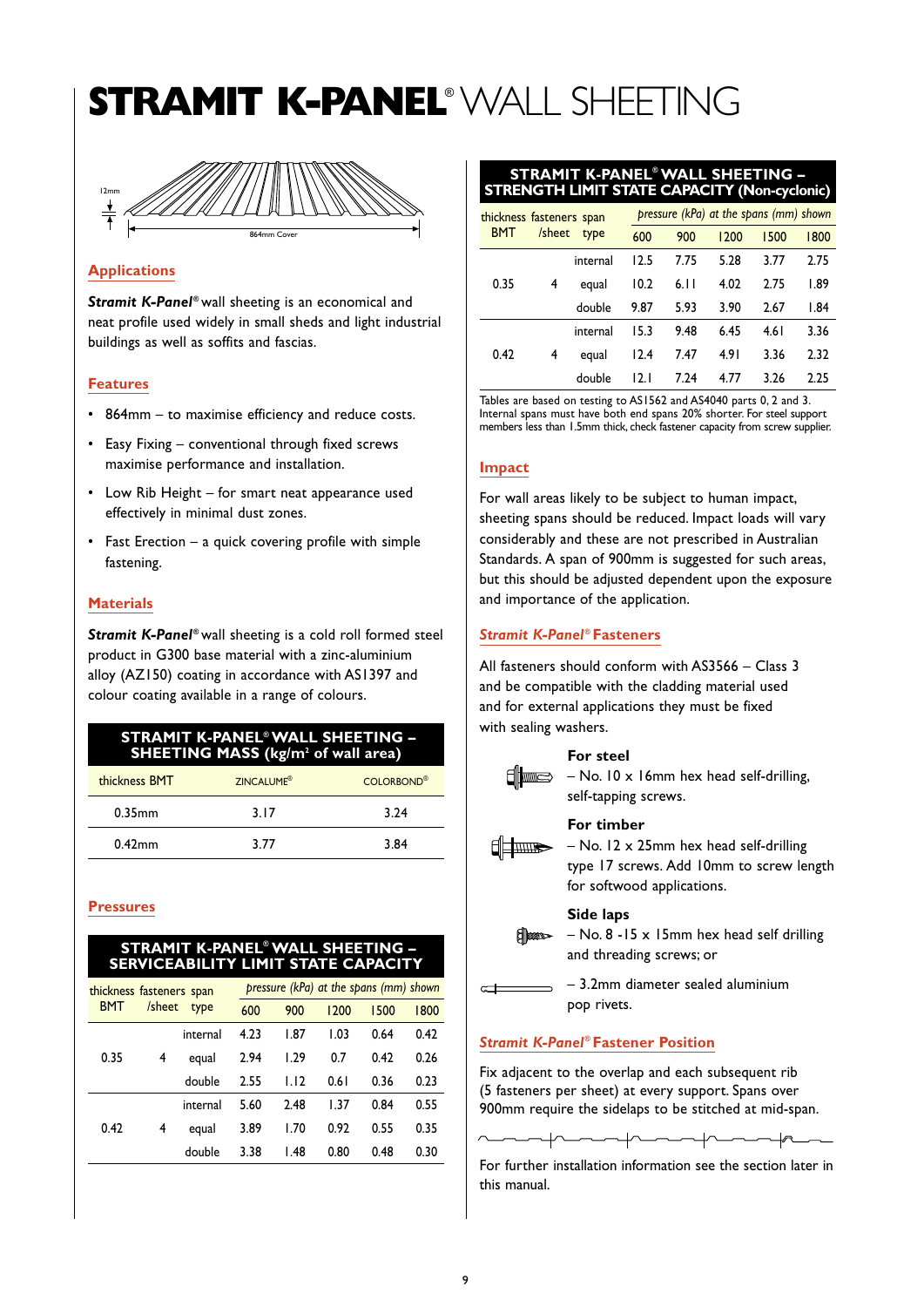# STRAMIT K-PANEL® WALL SHEETING

12mm

864mm Cover

## Applications

***Stramit K-Panel®*** wall sheeting is an economical and neat profile used widely in small sheds and light industrial buildings as well as soffits and fascias.

## Features

- 864mm – to maximise efficiency and reduce costs.
- Easy Fixing – conventional through fixed screws maximise performance and installation.
- Low Rib Height – for smart neat appearance used effectively in minimal dust zones.
- Fast Erection – a quick covering profile with simple fastening.

## Materials

***Stramit K-Panel®*** wall sheeting is a cold roll formed steel product in G300 base material with a zinc-aluminium alloy (AZ150) coating in accordance with AS1397 and colour coating available in a range of colours.

**STRAMIT K-PANEL® WALL SHEETING – SHEETING MASS (kg/m² of wall area)**

| thickness BMT | ZINCALUME® | COLORBOND® |
|---|---|---|
| 0.35mm | 3.17 | 3.24 |
| 0.42mm | 3.77 | 3.84 |

## Pressures

**STRAMIT K-PANEL® WALL SHEETING – SERVICEABILITY LIMIT STATE CAPACITY**

| thickness BMT | fasteners /sheet | span type | pressure (kPa) at the spans (mm) shown | | | | |
|---|---|---|---|---|---|---|---|
| | | | 600 | 900 | 1200 | 1500 | 1800 |
| 0.35 | 4 | internal | 4.23 | 1.87 | 1.03 | 0.64 | 0.42 |
| | | equal | 2.94 | 1.29 | 0.7 | 0.42 | 0.26 |
| | | double | 2.55 | 1.12 | 0.61 | 0.36 | 0.23 |
| 0.42 | 4 | internal | 5.60 | 2.48 | 1.37 | 0.84 | 0.55 |
| | | equal | 3.89 | 1.70 | 0.92 | 0.55 | 0.35 |
| | | double | 3.38 | 1.48 | 0.80 | 0.48 | 0.30 |

**STRAMIT K-PANEL® WALL SHEETING – STRENGTH LIMIT STATE CAPACITY (Non-cyclonic)**

| thickness BMT | fasteners /sheet | span type | pressure (kPa) at the spans (mm) shown | | | | |
|---|---|---|---|---|---|---|---|
| | | | 600 | 900 | 1200 | 1500 | 1800 |
| 0.35 | 4 | internal | 12.5 | 7.75 | 5.28 | 3.77 | 2.75 |
| | | equal | 10.2 | 6.11 | 4.02 | 2.75 | 1.89 |
| | | double | 9.87 | 5.93 | 3.90 | 2.67 | 1.84 |
| 0.42 | 4 | internal | 15.3 | 9.48 | 6.45 | 4.61 | 3.36 |
| | | equal | 12.4 | 7.47 | 4.91 | 3.36 | 2.32 |
| | | double | 12.1 | 7.24 | 4.77 | 3.26 | 2.25 |

Tables are based on testing to AS1562 and AS4040 parts 0, 2 and 3. Internal spans must have both end spans 20% shorter. For steel support members less than 1.5mm thick, check fastener capacity from screw supplier.

## Impact

For wall areas likely to be subject to human impact, sheeting spans should be reduced. Impact loads will vary considerably and these are not prescribed in Australian Standards. A span of 900mm is suggested for such areas, but this should be adjusted dependent upon the exposure and importance of the application.

## *Stramit K-Panel®* Fasteners

All fasteners should conform with AS3566 – Class 3 and be compatible with the cladding material used and for external applications they must be fixed with sealing washers.

**For steel**

– No. 10 x 16mm hex head self-drilling, self-tapping screws.

**For timber**

– No. 12 x 25mm hex head self-drilling type 17 screws. Add 10mm to screw length for softwood applications.

**Side laps**

– No. 8 -15 x 15mm hex head self drilling and threading screws; or

– 3.2mm diameter sealed aluminium pop rivets.

## *Stramit K-Panel®* Fastener Position

Fix adjacent to the overlap and each subsequent rib (5 fasteners per sheet) at every support. Spans over 900mm require the sidelaps to be stitched at mid-span.

For further installation information see the section later in this manual.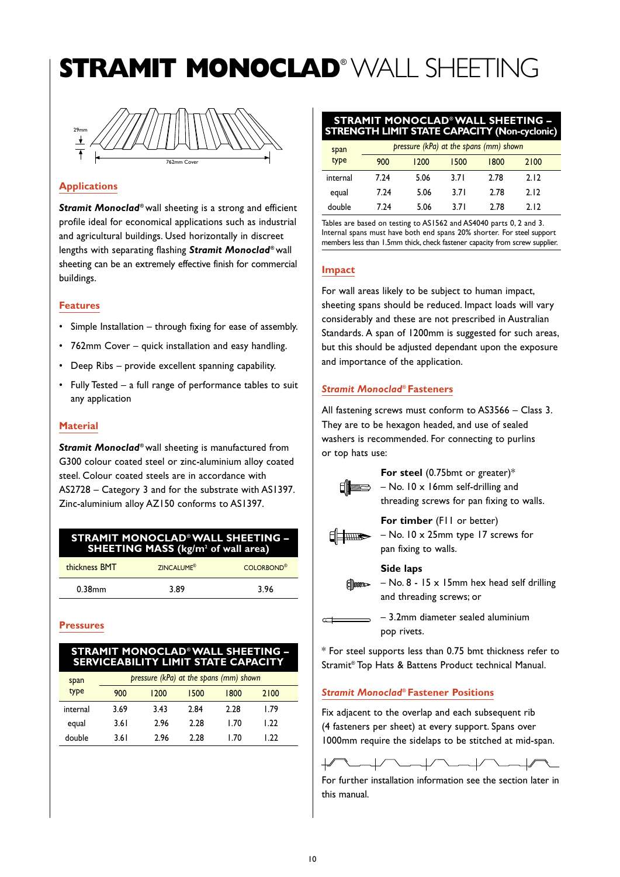# STRAMIT MONOCLAD® WALL SHEETING

29mm

762mm Cover

## Applications

***Stramit Monoclad***® wall sheeting is a strong and efficient profile ideal for economical applications such as industrial and agricultural buildings. Used horizontally in discreet lengths with separating flashing ***Stramit Monoclad***® wall sheeting can be an extremely effective finish for commercial buildings.

## Features

- Simple Installation – through fixing for ease of assembly.
- 762mm Cover – quick installation and easy handling.
- Deep Ribs – provide excellent spanning capability.
- Fully Tested – a full range of performance tables to suit any application

## Material

***Stramit Monoclad***® wall sheeting is manufactured from G300 colour coated steel or zinc-aluminium alloy coated steel. Colour coated steels are in accordance with AS2728 – Category 3 and for the substrate with AS1397. Zinc-aluminium alloy AZ150 conforms to AS1397.

**STRAMIT MONOCLAD® WALL SHEETING – SHEETING MASS (kg/m² of wall area)**

| thickness BMT | ZINCALUME® | COLORBOND® |
|---|---|---|
| 0.38mm | 3.89 | 3.96 |

## Pressures

**STRAMIT MONOCLAD® WALL SHEETING – SERVICEABILITY LIMIT STATE CAPACITY**

| span type | *pressure (kPa) at the spans (mm) shown* | | | | |
|---|---|---|---|---|---|
| | 900 | 1200 | 1500 | 1800 | 2100 |
| internal | 3.69 | 3.43 | 2.84 | 2.28 | 1.79 |
| equal | 3.61 | 2.96 | 2.28 | 1.70 | 1.22 |
| double | 3.61 | 2.96 | 2.28 | 1.70 | 1.22 |

**STRAMIT MONOCLAD® WALL SHEETING – STRENGTH LIMIT STATE CAPACITY (Non-cyclonic)**

| span type | *pressure (kPa) at the spans (mm) shown* | | | | |
|---|---|---|---|---|---|
| | 900 | 1200 | 1500 | 1800 | 2100 |
| internal | 7.24 | 5.06 | 3.71 | 2.78 | 2.12 |
| equal | 7.24 | 5.06 | 3.71 | 2.78 | 2.12 |
| double | 7.24 | 5.06 | 3.71 | 2.78 | 2.12 |

Tables are based on testing to AS1562 and AS4040 parts 0, 2 and 3. Internal spans must have both end spans 20% shorter. For steel support members less than 1.5mm thick, check fastener capacity from screw supplier.

## Impact

For wall areas likely to be subject to human impact, sheeting spans should be reduced. Impact loads will vary considerably and these are not prescribed in Australian Standards. A span of 1200mm is suggested for such areas, but this should be adjusted dependant upon the exposure and importance of the application.

## *Stramit Monoclad*® Fasteners

All fastening screws must conform to AS3566 – Class 3. They are to be hexagon headed, and use of sealed washers is recommended. For connecting to purlins or top hats use:

**For steel** (0.75bmt or greater)*
– No. 10 x 16mm self-drilling and threading screws for pan fixing to walls.

**For timber** (F11 or better)
– No. 10 x 25mm type 17 screws for pan fixing to walls.

**Side laps**
– No. 8 - 15 x 15mm hex head self drilling and threading screws; or

– 3.2mm diameter sealed aluminium pop rivets.

* For steel supports less than 0.75 bmt thickness refer to Stramit® Top Hats & Battens Product technical Manual.

## *Stramit Monoclad*® Fastener Positions

Fix adjacent to the overlap and each subsequent rib (4 fasteners per sheet) at every support. Spans over 1000mm require the sidelaps to be stitched at mid-span.

For further installation information see the section later in this manual.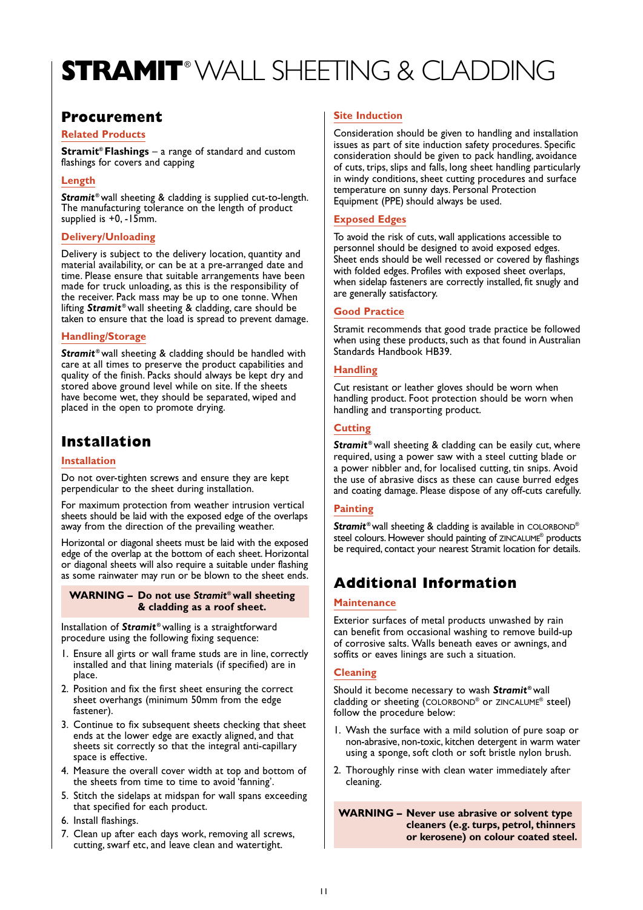# STRAMIT® WALL SHEETING & CLADDING

## Procurement

### Related Products

**Stramit® Flashings** – a range of standard and custom flashings for covers and capping

### Length

***Stramit***® wall sheeting & cladding is supplied cut-to-length. The manufacturing tolerance on the length of product supplied is +0, -15mm.

### Delivery/Unloading

Delivery is subject to the delivery location, quantity and material availability, or can be at a pre-arranged date and time. Please ensure that suitable arrangements have been made for truck unloading, as this is the responsibility of the receiver. Pack mass may be up to one tonne. When lifting ***Stramit***® wall sheeting & cladding, care should be taken to ensure that the load is spread to prevent damage.

### Handling/Storage

***Stramit***® wall sheeting & cladding should be handled with care at all times to preserve the product capabilities and quality of the finish. Packs should always be kept dry and stored above ground level while on site. If the sheets have become wet, they should be separated, wiped and placed in the open to promote drying.

## Installation

### Installation

Do not over-tighten screws and ensure they are kept perpendicular to the sheet during installation.

For maximum protection from weather intrusion vertical sheets should be laid with the exposed edge of the overlaps away from the direction of the prevailing weather.

Horizontal or diagonal sheets must be laid with the exposed edge of the overlap at the bottom of each sheet. Horizontal or diagonal sheets will also require a suitable under flashing as some rainwater may run or be blown to the sheet ends.

> **WARNING – Do not use *Stramit*® wall sheeting & cladding as a roof sheet.**

Installation of ***Stramit***® walling is a straightforward procedure using the following fixing sequence:

1. Ensure all girts or wall frame studs are in line, correctly installed and that lining materials (if specified) are in place.
2. Position and fix the first sheet ensuring the correct sheet overhangs (minimum 50mm from the edge fastener).
3. Continue to fix subsequent sheets checking that sheet ends at the lower edge are exactly aligned, and that sheets sit correctly so that the integral anti-capillary space is effective.
4. Measure the overall cover width at top and bottom of the sheets from time to time to avoid 'fanning'.
5. Stitch the sidelaps at midspan for wall spans exceeding that specified for each product.
6. Install flashings.
7. Clean up after each days work, removing all screws, cutting, swarf etc, and leave clean and watertight.

### Site Induction

Consideration should be given to handling and installation issues as part of site induction safety procedures. Specific consideration should be given to pack handling, avoidance of cuts, trips, slips and falls, long sheet handling particularly in windy conditions, sheet cutting procedures and surface temperature on sunny days. Personal Protection Equipment (PPE) should always be used.

### Exposed Edges

To avoid the risk of cuts, wall applications accessible to personnel should be designed to avoid exposed edges. Sheet ends should be well recessed or covered by flashings with folded edges. Profiles with exposed sheet overlaps, when sidelap fasteners are correctly installed, fit snugly and are generally satisfactory.

### Good Practice

Stramit recommends that good trade practice be followed when using these products, such as that found in Australian Standards Handbook HB39.

### Handling

Cut resistant or leather gloves should be worn when handling product. Foot protection should be worn when handling and transporting product.

### Cutting

***Stramit***® wall sheeting & cladding can be easily cut, where required, using a power saw with a steel cutting blade or a power nibbler and, for localised cutting, tin snips. Avoid the use of abrasive discs as these can cause burred edges and coating damage. Please dispose of any off-cuts carefully.

### Painting

***Stramit***® wall sheeting & cladding is available in COLORBOND® steel colours. However should painting of ZINCALUME® products be required, contact your nearest Stramit location for details.

## Additional Information

### Maintenance

Exterior surfaces of metal products unwashed by rain can benefit from occasional washing to remove build-up of corrosive salts. Walls beneath eaves or awnings, and soffits or eaves linings are such a situation.

### Cleaning

Should it become necessary to wash ***Stramit***® wall cladding or sheeting (COLORBOND® or ZINCALUME® steel) follow the procedure below:

1. Wash the surface with a mild solution of pure soap or non-abrasive, non-toxic, kitchen detergent in warm water using a sponge, soft cloth or soft bristle nylon brush.
2. Thoroughly rinse with clean water immediately after cleaning.

> **WARNING – Never use abrasive or solvent type cleaners (e.g. turps, petrol, thinners or kerosene) on colour coated steel.**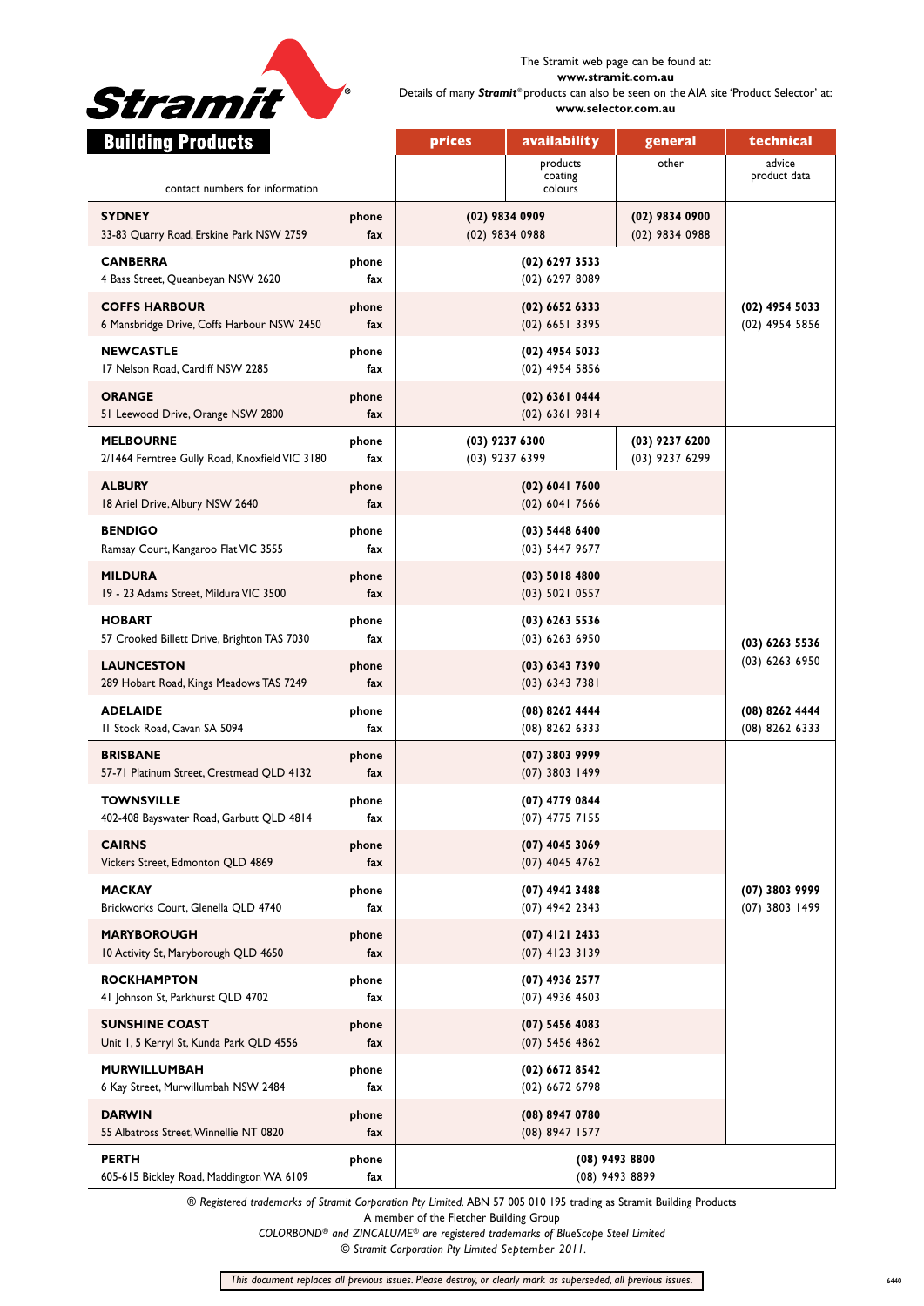# Stramit® Building Products

The Stramit web page can be found at:
**www.stramit.com.au**
Details of many ***Stramit***® products can also be seen on the AIA site 'Product Selector' at:
**www.selector.com.au**

| contact numbers for information | | prices | availability<br>products<br>coating<br>colours | general<br>other | technical<br>advice<br>product data |
|---|---|---|---|---|---|
| **SYDNEY**<br>33-83 Quarry Road, Erskine Park NSW 2759 | **phone**<br>**fax** | **(02) 9834 0909**<br>(02) 9834 0988 | | **(02) 9834 0900**<br>(02) 9834 0988 | **(02) 4954 5033**<br>(02) 4954 5856 |
| **CANBERRA**<br>4 Bass Street, Queanbeyan NSW 2620 | **phone**<br>**fax** | | **(02) 6297 3533**<br>(02) 6297 8089 | | |
| **COFFS HARBOUR**<br>6 Mansbridge Drive, Coffs Harbour NSW 2450 | **phone**<br>**fax** | | **(02) 6652 6333**<br>(02) 6651 3395 | | |
| **NEWCASTLE**<br>17 Nelson Road, Cardiff NSW 2285 | **phone**<br>**fax** | | **(02) 4954 5033**<br>(02) 4954 5856 | | |
| **ORANGE**<br>51 Leewood Drive, Orange NSW 2800 | **phone**<br>**fax** | | **(02) 6361 0444**<br>(02) 6361 9814 | | |
| **MELBOURNE**<br>2/1464 Ferntree Gully Road, Knoxfield VIC 3180 | **phone**<br>**fax** | **(03) 9237 6300**<br>(03) 9237 6399 | | **(03) 9237 6200**<br>(03) 9237 6299 | **(03) 6263 5536**<br>(03) 6263 6950 |
| **ALBURY**<br>18 Ariel Drive, Albury NSW 2640 | **phone**<br>**fax** | | **(02) 6041 7600**<br>(02) 6041 7666 | | |
| **BENDIGO**<br>Ramsay Court, Kangaroo Flat VIC 3555 | **phone**<br>**fax** | | **(03) 5448 6400**<br>(03) 5447 9677 | | |
| **MILDURA**<br>19 - 23 Adams Street, Mildura VIC 3500 | **phone**<br>**fax** | | **(03) 5018 4800**<br>(03) 5021 0557 | | |
| **HOBART**<br>57 Crooked Billett Drive, Brighton TAS 7030 | **phone**<br>**fax** | | **(03) 6263 5536**<br>(03) 6263 6950 | | |
| **LAUNCESTON**<br>289 Hobart Road, Kings Meadows TAS 7249 | **phone**<br>**fax** | | **(03) 6343 7390**<br>(03) 6343 7381 | | |
| **ADELAIDE**<br>11 Stock Road, Cavan SA 5094 | **phone**<br>**fax** | | **(08) 8262 4444**<br>(08) 8262 6333 | | **(08) 8262 4444**<br>(08) 8262 6333 |
| **BRISBANE**<br>57-71 Platinum Street, Crestmead QLD 4132 | **phone**<br>**fax** | | **(07) 3803 9999**<br>(07) 3803 1499 | | **(07) 3803 9999**<br>(07) 3803 1499 |
| **TOWNSVILLE**<br>402-408 Bayswater Road, Garbutt QLD 4814 | **phone**<br>**fax** | | **(07) 4779 0844**<br>(07) 4775 7155 | | |
| **CAIRNS**<br>Vickers Street, Edmonton QLD 4869 | **phone**<br>**fax** | | **(07) 4045 3069**<br>(07) 4045 4762 | | |
| **MACKAY**<br>Brickworks Court, Glenella QLD 4740 | **phone**<br>**fax** | | **(07) 4942 3488**<br>(07) 4942 2343 | | |
| **MARYBOROUGH**<br>10 Activity St, Maryborough QLD 4650 | **phone**<br>**fax** | | **(07) 4121 2433**<br>(07) 4123 3139 | | |
| **ROCKHAMPTON**<br>41 Johnson St, Parkhurst QLD 4702 | **phone**<br>**fax** | | **(07) 4936 2577**<br>(07) 4936 4603 | | |
| **SUNSHINE COAST**<br>Unit 1, 5 Kerryl St, Kunda Park QLD 4556 | **phone**<br>**fax** | | **(07) 5456 4083**<br>(07) 5456 4862 | | |
| **MURWILLUMBAH**<br>6 Kay Street, Murwillumbah NSW 2484 | **phone**<br>**fax** | | **(02) 6672 8542**<br>(02) 6672 6798 | | |
| **DARWIN**<br>55 Albatross Street, Winnellie NT 0820 | **phone**<br>**fax** | | **(08) 8947 0780**<br>(08) 8947 1577 | | |
| **PERTH**<br>605-615 Bickley Road, Maddington WA 6109 | **phone**<br>**fax** | | | **(08) 9493 8800**<br>(08) 9493 8899 | |

*® Registered trademarks of Stramit Corporation Pty Limited.* ABN 57 005 010 195 trading as Stramit Building Products
A member of the Fletcher Building Group
*COLORBOND® and ZINCALUME® are registered trademarks of BlueScope Steel Limited*
*© Stramit Corporation Pty Limited September 2011.*

*This document replaces all previous issues. Please destroy, or clearly mark as superseded, all previous issues.*

6440